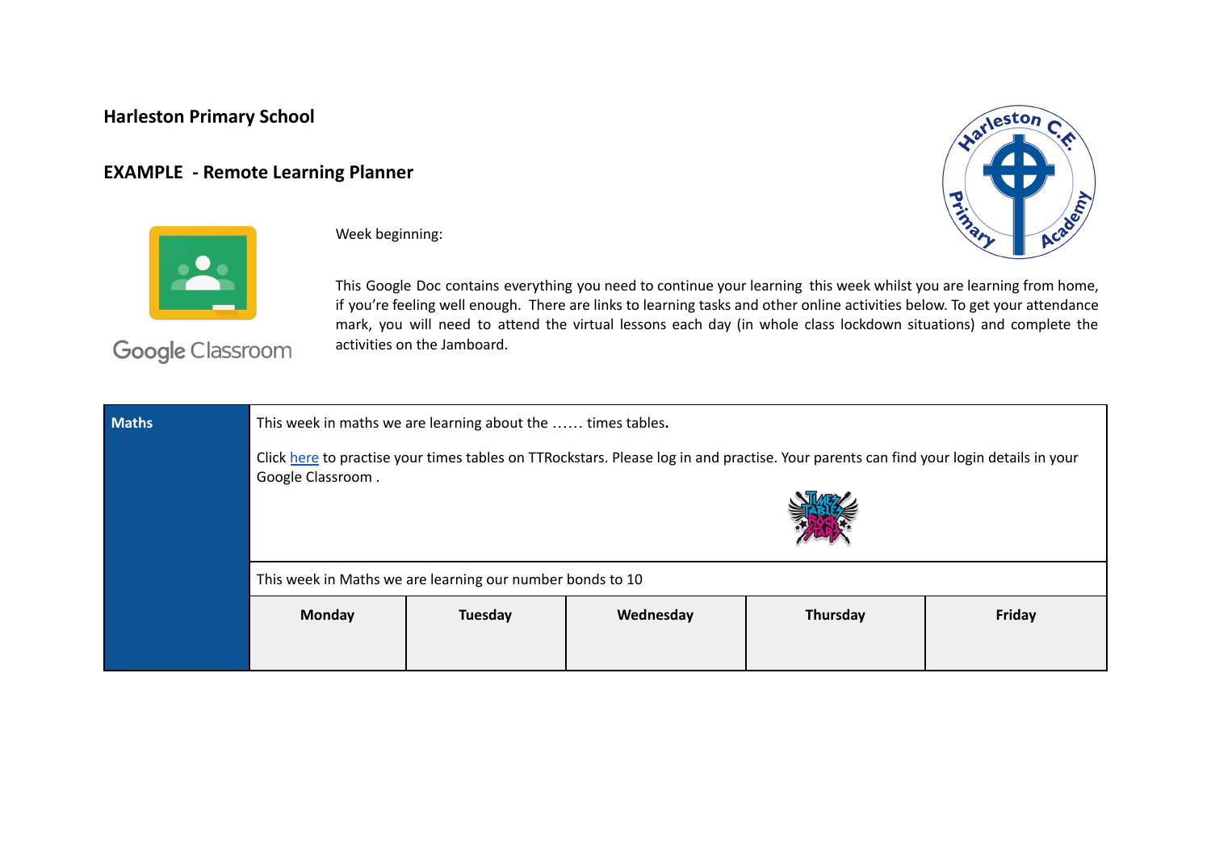**Harleston Primary School**

**EXAMPLE - Remote Learning Planner**

Google Classroom

Week beginning:

This Google Doc contains everything you need to continue your learning this week whilst you are learning from home, if you're feeling well enough. There are links to learning tasks and other online activities below. To get your attendance mark, you will need to attend the virtual lessons each day (in whole class lockdown situations) and complete the activities on the Jamboard.

| **Maths** | This week in maths we are learning about the …… times tables.<br><br>Click here to practise your times tables on TTRockstars. Please log in and practise. Your parents can find your login details in your Google Classroom . | | | | |
|---|---|---|---|---|---|
| | This week in Maths we are learning our number bonds to 10 | | | | |
| | **Monday** | **Tuesday** | **Wednesday** | **Thursday** | **Friday** |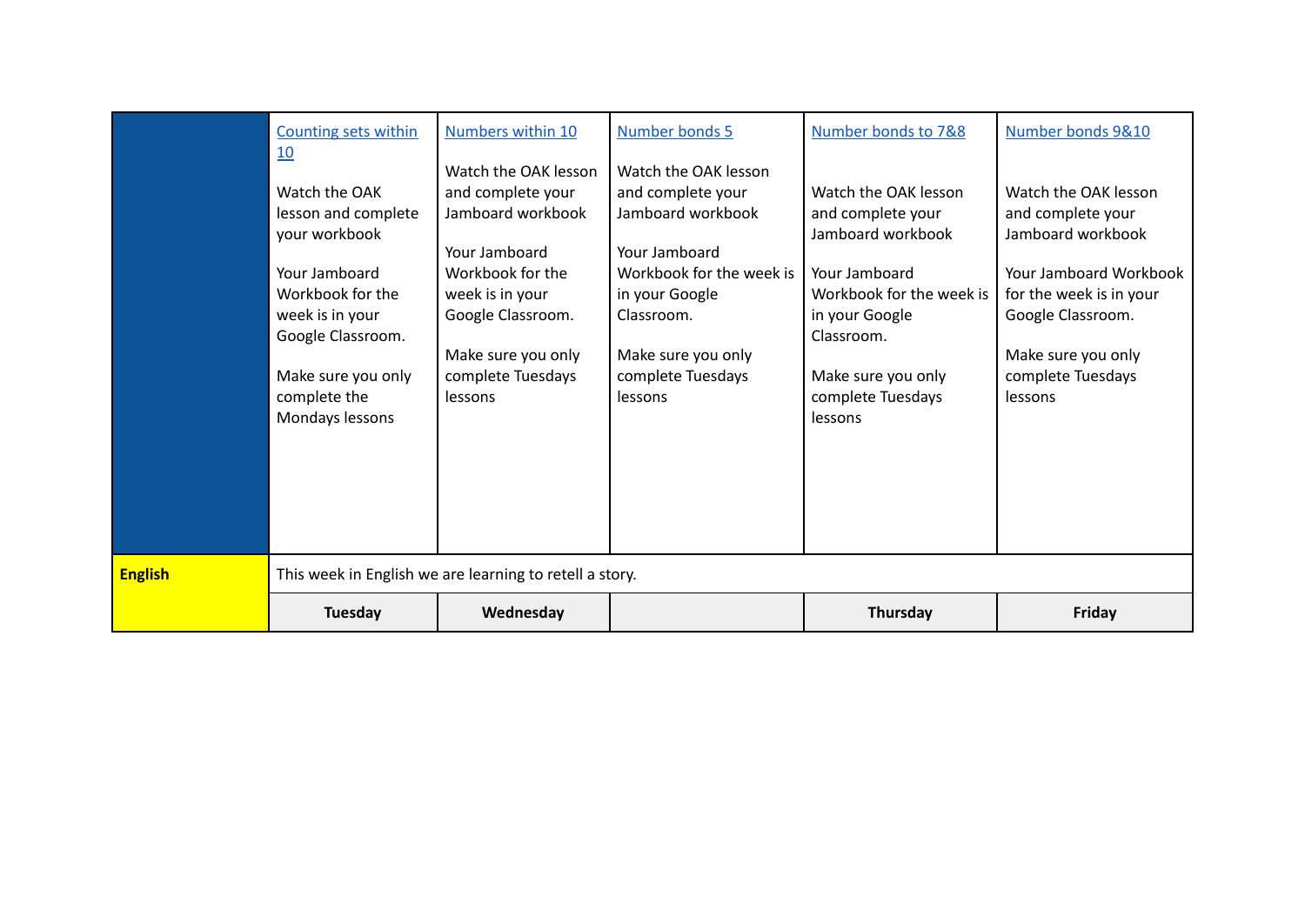|  | Counting sets within 10<br><br>Watch the OAK lesson and complete your workbook<br><br>Your Jamboard Workbook for the week is in your Google Classroom.<br><br>Make sure you only complete the Mondays lessons | Numbers within 10<br><br>Watch the OAK lesson and complete your Jamboard workbook<br><br>Your Jamboard Workbook for the week is in your Google Classroom.<br><br>Make sure you only complete Tuesdays lessons | Number bonds 5<br><br>Watch the OAK lesson and complete your Jamboard workbook<br><br>Your Jamboard Workbook for the week is in your Google Classroom.<br><br>Make sure you only complete Tuesdays lessons | Number bonds to 7&8<br><br>Watch the OAK lesson and complete your Jamboard workbook<br><br>Your Jamboard Workbook for the week is in your Google Classroom.<br><br>Make sure you only complete Tuesdays lessons | Number bonds 9&10<br><br>Watch the OAK lesson and complete your Jamboard workbook<br><br>Your Jamboard Workbook for the week is in your Google Classroom.<br><br>Make sure you only complete Tuesdays lessons |
|---|---|---|---|---|---|
| **English** | This week in English we are learning to retell a story. | | | | |
| | **Tuesday** | **Wednesday** | | **Thursday** | **Friday** |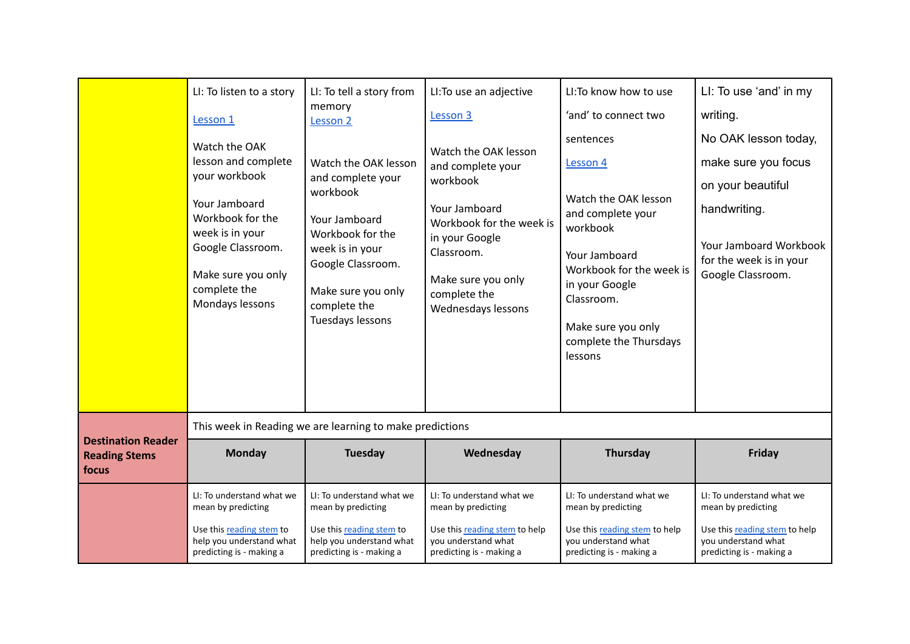| | | | | | |
|---|---|---|---|---|---|
| | LI: To listen to a story<br><br>Lesson 1<br><br>Watch the OAK lesson and complete your workbook<br><br>Your Jamboard Workbook for the week is in your Google Classroom.<br><br>Make sure you only complete the Mondays lessons | LI: To tell a story from memory<br>Lesson 2<br><br>Watch the OAK lesson and complete your workbook<br><br>Your Jamboard Workbook for the week is in your Google Classroom.<br><br>Make sure you only complete the Tuesdays lessons | LI:To use an adjective<br><br>Lesson 3<br><br>Watch the OAK lesson and complete your workbook<br><br>Your Jamboard Workbook for the week is in your Google Classroom.<br><br>Make sure you only complete the Wednesdays lessons | LI:To know how to use 'and' to connect two sentences<br><br>Lesson 4<br><br>Watch the OAK lesson and complete your workbook<br><br>Your Jamboard Workbook for the week is in your Google Classroom.<br><br>Make sure you only complete the Thursdays lessons | LI: To use 'and' in my writing.<br>No OAK lesson today, make sure you focus on your beautiful handwriting.<br><br>Your Jamboard Workbook for the week is in your Google Classroom. |
| **Destination Reader Reading Stems focus** | This week in Reading we are learning to make predictions | | | | |
| | **Monday** | **Tuesday** | **Wednesday** | **Thursday** | **Friday** |
| | LI: To understand what we mean by predicting<br><br>Use this reading stem to help you understand what predicting is - making a | LI: To understand what we mean by predicting<br><br>Use this reading stem to help you understand what predicting is - making a | LI: To understand what we mean by predicting<br><br>Use this reading stem to help you understand what predicting is - making a | LI: To understand what we mean by predicting<br><br>Use this reading stem to help you understand what predicting is - making a | LI: To understand what we mean by predicting<br><br>Use this reading stem to help you understand what predicting is - making a |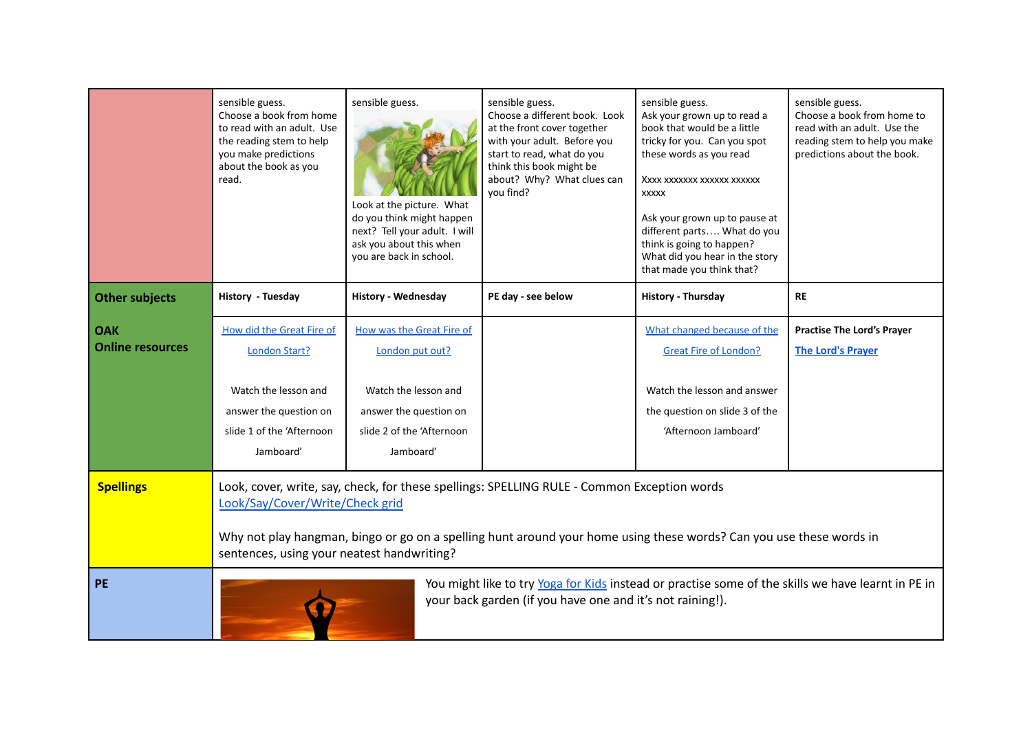| | | | | | |
|---|---|---|---|---|---|
| | sensible guess. Choose a book from home to read with an adult. Use the reading stem to help you make predictions about the book as you read. | sensible guess. Look at the picture. What do you think might happen next? Tell your adult. I will ask you about this when you are back in school. | sensible guess. Choose a different book. Look at the front cover together with your adult. Before you start to read, what do you think this book might be about? Why? What clues can you find? | sensible guess. Ask your grown up to read a book that would be a little tricky for you. Can you spot these words as you read<br><br>Xxxx xxxxxxx xxxxxx xxxxxx xxxxx<br><br>Ask your grown up to pause at different parts…. What do you think is going to happen? What did you hear in the story that made you think that? | sensible guess. Choose a book from home to read with an adult. Use the reading stem to help you make predictions about the book. |
| **Other subjects** | **History - Tuesday** | **History - Wednesday** | **PE day - see below** | **History - Thursday** | **RE** |
| **OAK Online resources** | How did the Great Fire of London Start?<br><br>Watch the lesson and answer the question on slide 1 of the 'Afternoon Jamboard' | How was the Great Fire of London put out?<br><br>Watch the lesson and answer the question on slide 2 of the 'Afternoon Jamboard' | | What changed because of the Great Fire of London?<br><br>Watch the lesson and answer the question on slide 3 of the 'Afternoon Jamboard' | **Practise The Lord's Prayer**<br><br>**The Lord's Prayer** |
| **Spellings** | Look, cover, write, say, check, for these spellings: SPELLING RULE - Common Exception words<br>Look/Say/Cover/Write/Check grid<br><br>Why not play hangman, bingo or go on a spelling hunt around your home using these words? Can you use these words in sentences, using your neatest handwriting? | | | | |
| **PE** | You might like to try Yoga for Kids instead or practise some of the skills we have learnt in PE in your back garden (if you have one and it's not raining!). | | | | |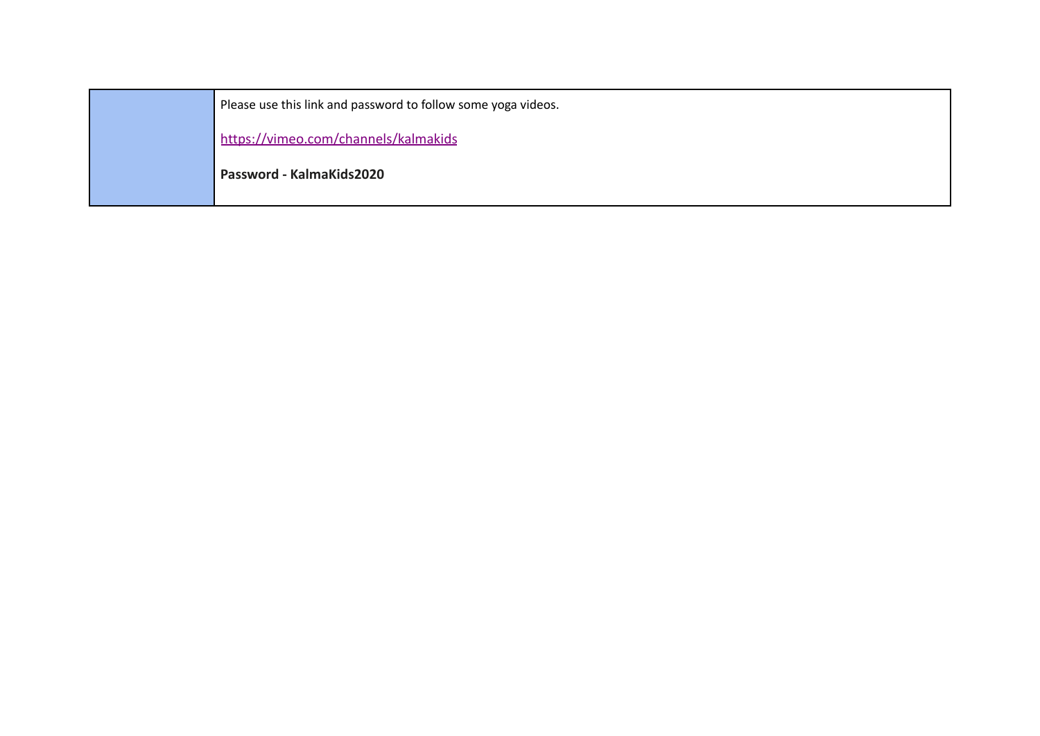| | |
|---|---|
| | Please use this link and password to follow some yoga videos.<br><br>https://vimeo.com/channels/kalmakids<br><br>**Password - KalmaKids2020** |